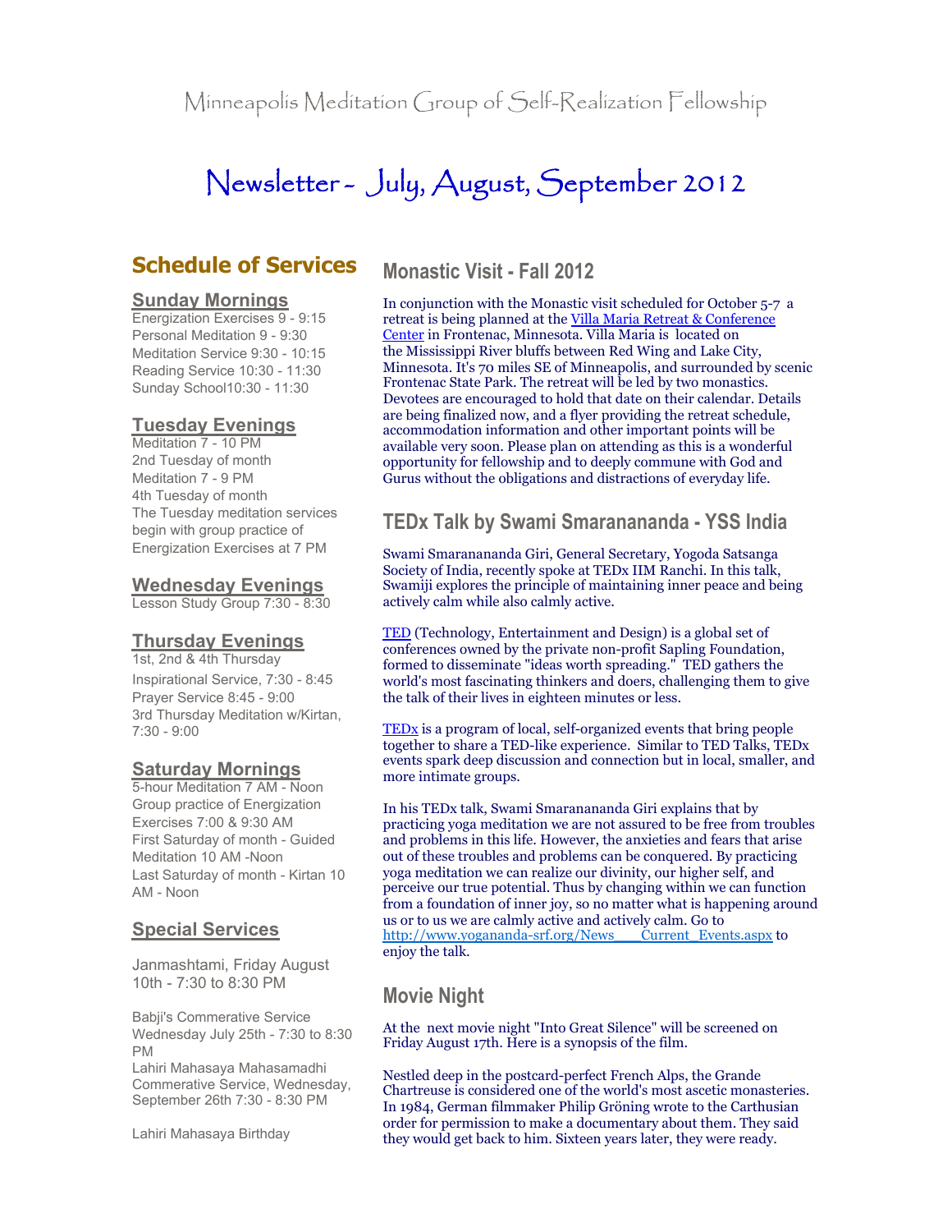# Minneapolis Meditation Group of Self-Realization Fellowship

# Newsletter - July, August, September 2012

## Schedule of Services

### Sunday Mornings

Energization Exercises 9 - 9:15
Personal Meditation 9 - 9:30
Meditation Service 9:30 - 10:15
Reading Service 10:30 - 11:30
Sunday School10:30 - 11:30

### Tuesday Evenings

Meditation 7 - 10 PM
2nd Tuesday of month
Meditation 7 - 9 PM
4th Tuesday of month
The Tuesday meditation services begin with group practice of Energization Exercises at 7 PM

### Wednesday Evenings

Lesson Study Group 7:30 - 8:30

### Thursday Evenings

1st, 2nd & 4th Thursday
Inspirational Service, 7:30 - 8:45
Prayer Service 8:45 - 9:00
3rd Thursday Meditation w/Kirtan, 7:30 - 9:00

### Saturday Mornings

5-hour Meditation 7 AM - Noon
Group practice of Energization Exercises 7:00 & 9:30 AM
First Saturday of month - Guided Meditation 10 AM -Noon
Last Saturday of month - Kirtan 10 AM - Noon

### Special Services

Janmashtami, Friday August 10th - 7:30 to 8:30 PM

Babji's Commerative Service Wednesday July 25th - 7:30 to 8:30 PM
Lahiri Mahasaya Mahasamadhi Commerative Service, Wednesday, September 26th 7:30 - 8:30 PM

Lahiri Mahasaya Birthday

## Monastic Visit - Fall 2012

In conjunction with the Monastic visit scheduled for October 5-7 a retreat is being planned at the Villa Maria Retreat & Conference Center in Frontenac, Minnesota. Villa Maria is located on the Mississippi River bluffs between Red Wing and Lake City, Minnesota. It's 70 miles SE of Minneapolis, and surrounded by scenic Frontenac State Park. The retreat will be led by two monastics. Devotees are encouraged to hold that date on their calendar. Details are being finalized now, and a flyer providing the retreat schedule, accommodation information and other important points will be available very soon. Please plan on attending as this is a wonderful opportunity for fellowship and to deeply commune with God and Gurus without the obligations and distractions of everyday life.

## TEDx Talk by Swami Smaranananda - YSS India

Swami Smaranananda Giri, General Secretary, Yogoda Satsanga Society of India, recently spoke at TEDx IIM Ranchi. In this talk, Swamiji explores the principle of maintaining inner peace and being actively calm while also calmly active.

TED (Technology, Entertainment and Design) is a global set of conferences owned by the private non-profit Sapling Foundation, formed to disseminate "ideas worth spreading." TED gathers the world's most fascinating thinkers and doers, challenging them to give the talk of their lives in eighteen minutes or less.

TEDx is a program of local, self-organized events that bring people together to share a TED-like experience. Similar to TED Talks, TEDx events spark deep discussion and connection but in local, smaller, and more intimate groups.

In his TEDx talk, Swami Smaranananda Giri explains that by practicing yoga meditation we are not assured to be free from troubles and problems in this life. However, the anxieties and fears that arise out of these troubles and problems can be conquered. By practicing yoga meditation we can realize our divinity, our higher self, and perceive our true potential. Thus by changing within we can function from a foundation of inner joy, so no matter what is happening around us or to us we are calmly active and actively calm. Go to http://www.yogananda-srf.org/News___Current_Events.aspx to enjoy the talk.

## Movie Night

At the next movie night "Into Great Silence" will be screened on Friday August 17th. Here is a synopsis of the film.

Nestled deep in the postcard-perfect French Alps, the Grande Chartreuse is considered one of the world's most ascetic monasteries. In 1984, German filmmaker Philip Gröning wrote to the Carthusian order for permission to make a documentary about them. They said they would get back to him. Sixteen years later, they were ready.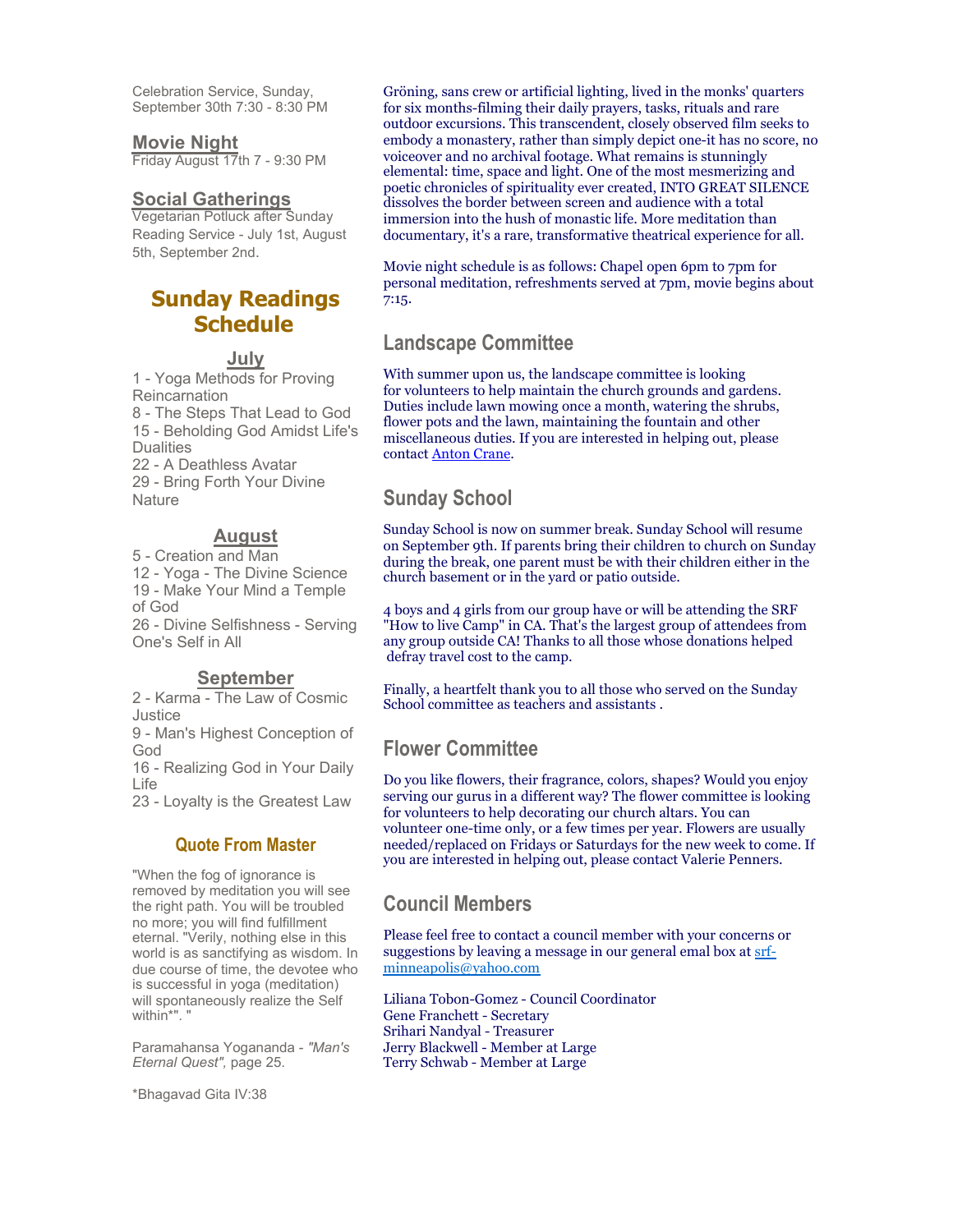Celebration Service, Sunday, September 30th 7:30 - 8:30 PM

### Movie Night

Friday August 17th 7 - 9:30 PM

### Social Gatherings

Vegetarian Potluck after Sunday Reading Service - July 1st, August 5th, September 2nd.

## Sunday Readings Schedule

### July

1 - Yoga Methods for Proving Reincarnation
8 - The Steps That Lead to God
15 - Beholding God Amidst Life's Dualities
22 - A Deathless Avatar
29 - Bring Forth Your Divine Nature

### August

5 - Creation and Man
12 - Yoga - The Divine Science
19 - Make Your Mind a Temple of God
26 - Divine Selfishness - Serving One's Self in All

### September

2 - Karma - The Law of Cosmic Justice
9 - Man's Highest Conception of God
16 - Realizing God in Your Daily Life
23 - Loyalty is the Greatest Law

### Quote From Master

"When the fog of ignorance is removed by meditation you will see the right path. You will be troubled no more; you will find fulfillment eternal. "Verily, nothing else in this world is as sanctifying as wisdom. In due course of time, the devotee who is successful in yoga (meditation) will spontaneously realize the Self within*". "

Paramahansa Yogananda - *"Man's Eternal Quest"*, page 25.

*Bhagavad Gita IV:38

Gröning, sans crew or artificial lighting, lived in the monks' quarters for six months-filming their daily prayers, tasks, rituals and rare outdoor excursions. This transcendent, closely observed film seeks to embody a monastery, rather than simply depict one-it has no score, no voiceover and no archival footage. What remains is stunningly elemental: time, space and light. One of the most mesmerizing and poetic chronicles of spirituality ever created, INTO GREAT SILENCE dissolves the border between screen and audience with a total immersion into the hush of monastic life. More meditation than documentary, it's a rare, transformative theatrical experience for all.

Movie night schedule is as follows: Chapel open 6pm to 7pm for personal meditation, refreshments served at 7pm, movie begins about 7:15.

## Landscape Committee

With summer upon us, the landscape committee is looking for volunteers to help maintain the church grounds and gardens. Duties include lawn mowing once a month, watering the shrubs, flower pots and the lawn, maintaining the fountain and other miscellaneous duties. If you are interested in helping out, please contact Anton Crane.

## Sunday School

Sunday School is now on summer break. Sunday School will resume on September 9th. If parents bring their children to church on Sunday during the break, one parent must be with their children either in the church basement or in the yard or patio outside.

4 boys and 4 girls from our group have or will be attending the SRF "How to live Camp" in CA. That's the largest group of attendees from any group outside CA! Thanks to all those whose donations helped defray travel cost to the camp.

Finally, a heartfelt thank you to all those who served on the Sunday School committee as teachers and assistants .

## Flower Committee

Do you like flowers, their fragrance, colors, shapes? Would you enjoy serving our gurus in a different way? The flower committee is looking for volunteers to help decorating our church altars. You can volunteer one-time only, or a few times per year. Flowers are usually needed/replaced on Fridays or Saturdays for the new week to come. If you are interested in helping out, please contact Valerie Penners.

## Council Members

Please feel free to contact a council member with your concerns or suggestions by leaving a message in our general emal box at srf-minneapolis@yahoo.com

Liliana Tobon-Gomez - Council Coordinator
Gene Franchett - Secretary
Srihari Nandyal - Treasurer
Jerry Blackwell - Member at Large
Terry Schwab - Member at Large